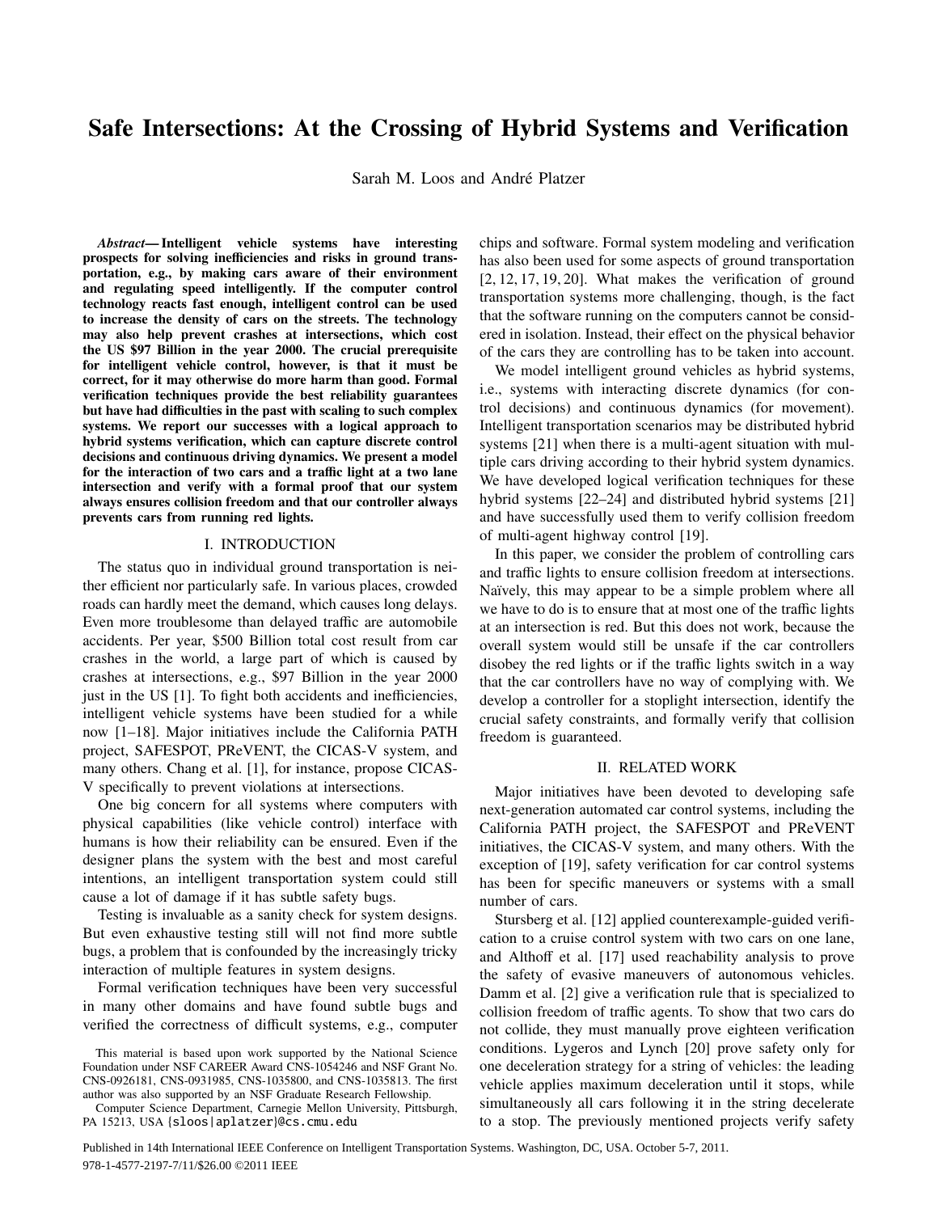# Safe Intersections: At the Crossing of Hybrid Systems and Verification

Sarah M. Loos and André Platzer

***Abstract*— Intelligent vehicle systems have interesting prospects for solving inefficiencies and risks in ground transportation, e.g., by making cars aware of their environment and regulating speed intelligently. If the computer control technology reacts fast enough, intelligent control can be used to increase the density of cars on the streets. The technology may also help prevent crashes at intersections, which cost the US $97 Billion in the year 2000. The crucial prerequisite for intelligent vehicle control, however, is that it must be correct, for it may otherwise do more harm than good. Formal verification techniques provide the best reliability guarantees but have had difficulties in the past with scaling to such complex systems. We report our successes with a logical approach to hybrid systems verification, which can capture discrete control decisions and continuous driving dynamics. We present a model for the interaction of two cars and a traffic light at a two lane intersection and verify with a formal proof that our system always ensures collision freedom and that our controller always prevents cars from running red lights.**

## I. INTRODUCTION

The status quo in individual ground transportation is neither efficient nor particularly safe. In various places, crowded roads can hardly meet the demand, which causes long delays. Even more troublesome than delayed traffic are automobile accidents. Per year, $500 Billion total cost result from car crashes in the world, a large part of which is caused by crashes at intersections, e.g., $97 Billion in the year 2000 just in the US [1]. To fight both accidents and inefficiencies, intelligent vehicle systems have been studied for a while now [1–18]. Major initiatives include the California PATH project, SAFESPOT, PReVENT, the CICAS-V system, and many others. Chang et al. [1], for instance, propose CICAS-V specifically to prevent violations at intersections.

One big concern for all systems where computers with physical capabilities (like vehicle control) interface with humans is how their reliability can be ensured. Even if the designer plans the system with the best and most careful intentions, an intelligent transportation system could still cause a lot of damage if it has subtle safety bugs.

Testing is invaluable as a sanity check for system designs. But even exhaustive testing still will not find more subtle bugs, a problem that is confounded by the increasingly tricky interaction of multiple features in system designs.

Formal verification techniques have been very successful in many other domains and have found subtle bugs and verified the correctness of difficult systems, e.g., computer chips and software. Formal system modeling and verification has also been used for some aspects of ground transportation [2, 12, 17, 19, 20]. What makes the verification of ground transportation systems more challenging, though, is the fact that the software running on the computers cannot be considered in isolation. Instead, their effect on the physical behavior of the cars they are controlling has to be taken into account.

We model intelligent ground vehicles as hybrid systems, i.e., systems with interacting discrete dynamics (for control decisions) and continuous dynamics (for movement). Intelligent transportation scenarios may be distributed hybrid systems [21] when there is a multi-agent situation with multiple cars driving according to their hybrid system dynamics. We have developed logical verification techniques for these hybrid systems [22–24] and distributed hybrid systems [21] and have successfully used them to verify collision freedom of multi-agent highway control [19].

In this paper, we consider the problem of controlling cars and traffic lights to ensure collision freedom at intersections. Naïvely, this may appear to be a simple problem where all we have to do is to ensure that at most one of the traffic lights at an intersection is red. But this does not work, because the overall system would still be unsafe if the car controllers disobey the red lights or if the traffic lights switch in a way that the car controllers have no way of complying with. We develop a controller for a stoplight intersection, identify the crucial safety constraints, and formally verify that collision freedom is guaranteed.

## II. RELATED WORK

Major initiatives have been devoted to developing safe next-generation automated car control systems, including the California PATH project, the SAFESPOT and PReVENT initiatives, the CICAS-V system, and many others. With the exception of [19], safety verification for car control systems has been for specific maneuvers or systems with a small number of cars.

Stursberg et al. [12] applied counterexample-guided verification to a cruise control system with two cars on one lane, and Althoff et al. [17] used reachability analysis to prove the safety of evasive maneuvers of autonomous vehicles. Damm et al. [2] give a verification rule that is specialized to collision freedom of traffic agents. To show that two cars do not collide, they must manually prove eighteen verification conditions. Lygeros and Lynch [20] prove safety only for one deceleration strategy for a string of vehicles: the leading vehicle applies maximum deceleration until it stops, while simultaneously all cars following it in the string decelerate to a stop. The previously mentioned projects verify safety

This material is based upon work supported by the National Science Foundation under NSF CAREER Award CNS-1054246 and NSF Grant No. CNS-0926181, CNS-0931985, CNS-1035800, and CNS-1035813. The first author was also supported by an NSF Graduate Research Fellowship.

Computer Science Department, Carnegie Mellon University, Pittsburgh, PA 15213, USA {sloos|aplatzer}@cs.cmu.edu

Published in 14th International IEEE Conference on Intelligent Transportation Systems. Washington, DC, USA. October 5-7, 2011.
978-1-4577-2197-7/11/$26.00 ©2011 IEEE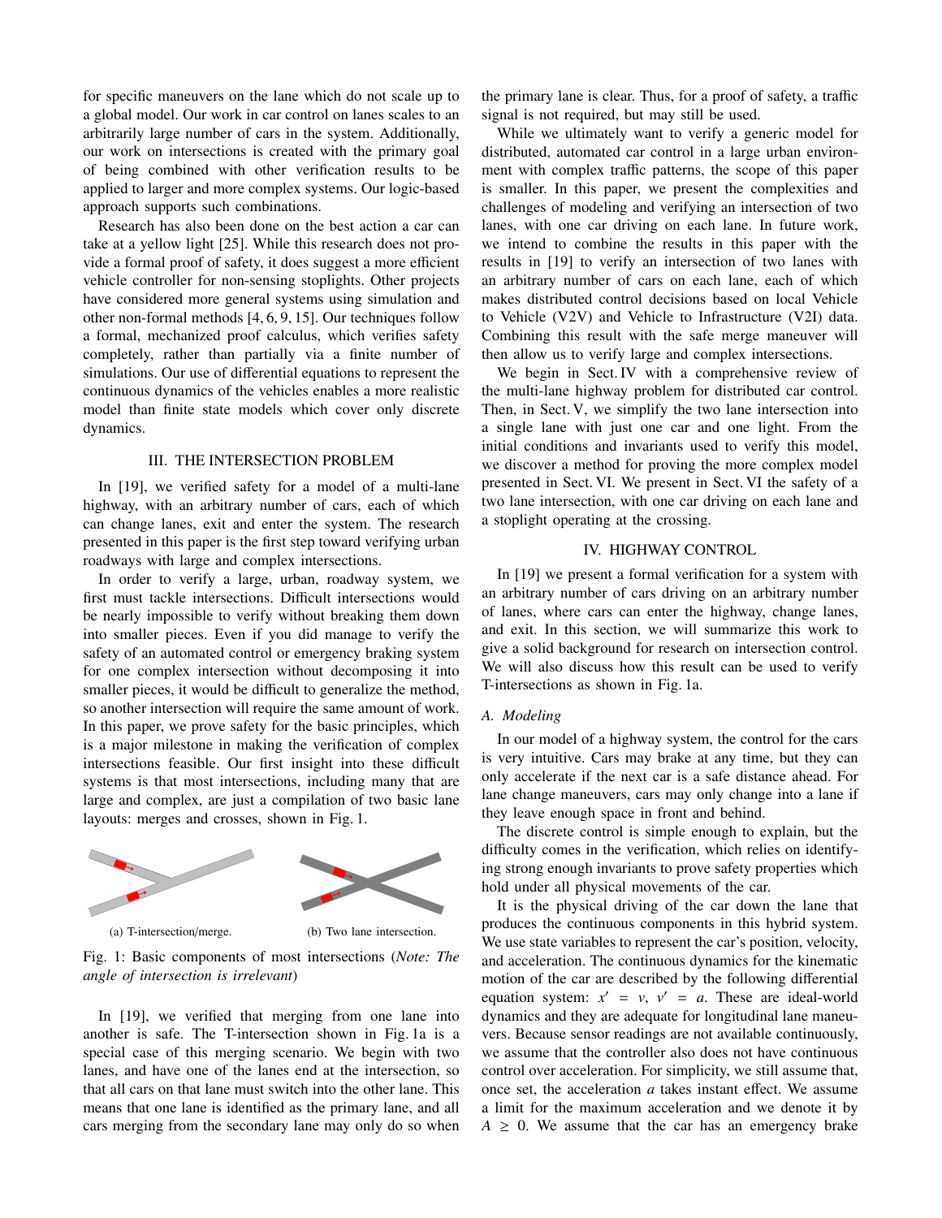for specific maneuvers on the lane which do not scale up to a global model. Our work in car control on lanes scales to an arbitrarily large number of cars in the system. Additionally, our work on intersections is created with the primary goal of being combined with other verification results to be applied to larger and more complex systems. Our logic-based approach supports such combinations.

Research has also been done on the best action a car can take at a yellow light [25]. While this research does not provide a formal proof of safety, it does suggest a more efficient vehicle controller for non-sensing stoplights. Other projects have considered more general systems using simulation and other non-formal methods [4, 6, 9, 15]. Our techniques follow a formal, mechanized proof calculus, which verifies safety completely, rather than partially via a finite number of simulations. Our use of differential equations to represent the continuous dynamics of the vehicles enables a more realistic model than finite state models which cover only discrete dynamics.

## III. The Intersection Problem

In [19], we verified safety for a model of a multi-lane highway, with an arbitrary number of cars, each of which can change lanes, exit and enter the system. The research presented in this paper is the first step toward verifying urban roadways with large and complex intersections.

In order to verify a large, urban, roadway system, we first must tackle intersections. Difficult intersections would be nearly impossible to verify without breaking them down into smaller pieces. Even if you did manage to verify the safety of an automated control or emergency braking system for one complex intersection without decomposing it into smaller pieces, it would be difficult to generalize the method, so another intersection will require the same amount of work. In this paper, we prove safety for the basic principles, which is a major milestone in making the verification of complex intersections feasible. Our first insight into these difficult systems is that most intersections, including many that are large and complex, are just a compilation of two basic lane layouts: merges and crosses, shown in Fig. 1.

(a) T-intersection/merge. (b) Two lane intersection.

Fig. 1: Basic components of most intersections (*Note: The angle of intersection is irrelevant*)

In [19], we verified that merging from one lane into another is safe. The T-intersection shown in Fig. 1a is a special case of this merging scenario. We begin with two lanes, and have one of the lanes end at the intersection, so that all cars on that lane must switch into the other lane. This means that one lane is identified as the primary lane, and all cars merging from the secondary lane may only do so when the primary lane is clear. Thus, for a proof of safety, a traffic signal is not required, but may still be used.

While we ultimately want to verify a generic model for distributed, automated car control in a large urban environment with complex traffic patterns, the scope of this paper is smaller. In this paper, we present the complexities and challenges of modeling and verifying an intersection of two lanes, with one car driving on each lane. In future work, we intend to combine the results in this paper with the results in [19] to verify an intersection of two lanes with an arbitrary number of cars on each lane, each of which makes distributed control decisions based on local Vehicle to Vehicle (V2V) and Vehicle to Infrastructure (V2I) data. Combining this result with the safe merge maneuver will then allow us to verify large and complex intersections.

We begin in Sect. IV with a comprehensive review of the multi-lane highway problem for distributed car control. Then, in Sect. V, we simplify the two lane intersection into a single lane with just one car and one light. From the initial conditions and invariants used to verify this model, we discover a method for proving the more complex model presented in Sect. VI. We present in Sect. VI the safety of a two lane intersection, with one car driving on each lane and a stoplight operating at the crossing.

## IV. Highway Control

In [19] we present a formal verification for a system with an arbitrary number of cars driving on an arbitrary number of lanes, where cars can enter the highway, change lanes, and exit. In this section, we will summarize this work to give a solid background for research on intersection control. We will also discuss how this result can be used to verify T-intersections as shown in Fig. 1a.

### A. Modeling

In our model of a highway system, the control for the cars is very intuitive. Cars may brake at any time, but they can only accelerate if the next car is a safe distance ahead. For lane change maneuvers, cars may only change into a lane if they leave enough space in front and behind.

The discrete control is simple enough to explain, but the difficulty comes in the verification, which relies on identifying strong enough invariants to prove safety properties which hold under all physical movements of the car.

It is the physical driving of the car down the lane that produces the continuous components in this hybrid system. We use state variables to represent the car's position, velocity, and acceleration. The continuous dynamics for the kinematic motion of the car are described by the following differential equation system: $x' = v$, $v' = a$. These are ideal-world dynamics and they are adequate for longitudinal lane maneuvers. Because sensor readings are not available continuously, we assume that the controller also does not have continuous control over acceleration. For simplicity, we still assume that, once set, the acceleration $a$ takes instant effect. We assume a limit for the maximum acceleration and we denote it by $A \geq 0$. We assume that the car has an emergency brake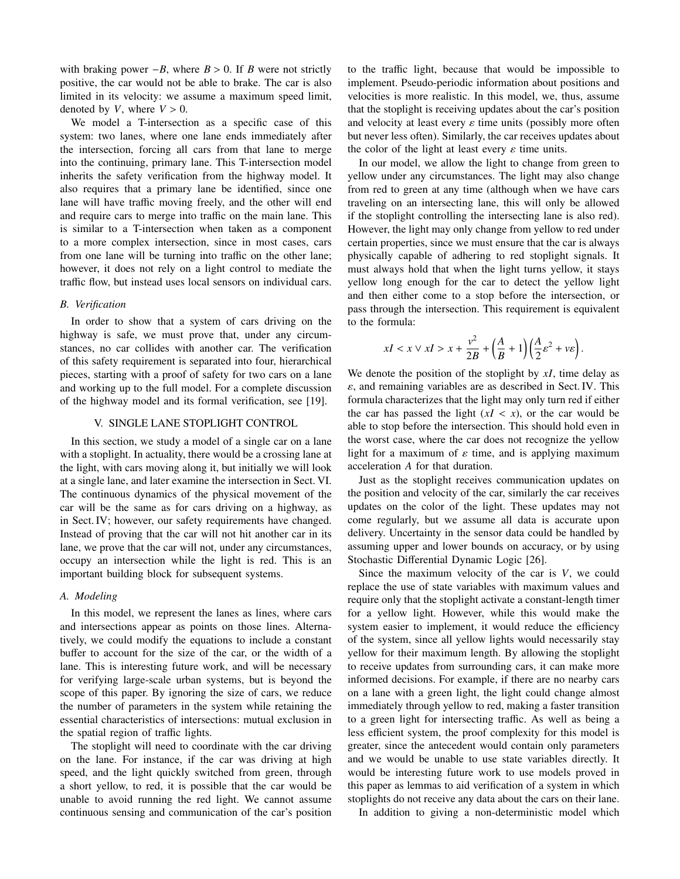with braking power $-B$, where $B > 0$. If $B$ were not strictly positive, the car would not be able to brake. The car is also limited in its velocity: we assume a maximum speed limit, denoted by $V$, where $V > 0$.

We model a T-intersection as a specific case of this system: two lanes, where one lane ends immediately after the intersection, forcing all cars from that lane to merge into the continuing, primary lane. This T-intersection model inherits the safety verification from the highway model. It also requires that a primary lane be identified, since one lane will have traffic moving freely, and the other will end and require cars to merge into traffic on the main lane. This is similar to a T-intersection when taken as a component to a more complex intersection, since in most cases, cars from one lane will be turning into traffic on the other lane; however, it does not rely on a light control to mediate the traffic flow, but instead uses local sensors on individual cars.

### B. Verification

In order to show that a system of cars driving on the highway is safe, we must prove that, under any circumstances, no car collides with another car. The verification of this safety requirement is separated into four, hierarchical pieces, starting with a proof of safety for two cars on a lane and working up to the full model. For a complete discussion of the highway model and its formal verification, see [19].

## V. SINGLE LANE STOPLIGHT CONTROL

In this section, we study a model of a single car on a lane with a stoplight. In actuality, there would be a crossing lane at the light, with cars moving along it, but initially we will look at a single lane, and later examine the intersection in Sect. VI. The continuous dynamics of the physical movement of the car will be the same as for cars driving on a highway, as in Sect. IV; however, our safety requirements have changed. Instead of proving that the car will not hit another car in its lane, we prove that the car will not, under any circumstances, occupy an intersection while the light is red. This is an important building block for subsequent systems.

### A. Modeling

In this model, we represent the lanes as lines, where cars and intersections appear as points on those lines. Alternatively, we could modify the equations to include a constant buffer to account for the size of the car, or the width of a lane. This is interesting future work, and will be necessary for verifying large-scale urban systems, but is beyond the scope of this paper. By ignoring the size of cars, we reduce the number of parameters in the system while retaining the essential characteristics of intersections: mutual exclusion in the spatial region of traffic lights.

The stoplight will need to coordinate with the car driving on the lane. For instance, if the car was driving at high speed, and the light quickly switched from green, through a short yellow, to red, it is possible that the car would be unable to avoid running the red light. We cannot assume continuous sensing and communication of the car's position to the traffic light, because that would be impossible to implement. Pseudo-periodic information about positions and velocities is more realistic. In this model, we, thus, assume that the stoplight is receiving updates about the car's position and velocity at least every $\varepsilon$ time units (possibly more often but never less often). Similarly, the car receives updates about the color of the light at least every $\varepsilon$ time units.

In our model, we allow the light to change from green to yellow under any circumstances. The light may also change from red to green at any time (although when we have cars traveling on an intersecting lane, this will only be allowed if the stoplight controlling the intersecting lane is also red). However, the light may only change from yellow to red under certain properties, since we must ensure that the car is always physically capable of adhering to red stoplight signals. It must always hold that when the light turns yellow, it stays yellow long enough for the car to detect the yellow light and then either come to a stop before the intersection, or pass through the intersection. This requirement is equivalent to the formula:

$$xI < x \lor xI > x + \frac{v^2}{2B} + \left(\frac{A}{B} + 1\right)\left(\frac{A}{2}\varepsilon^2 + v\varepsilon\right).$$

We denote the position of the stoplight by $xI$, time delay as $\varepsilon$, and remaining variables are as described in Sect. IV. This formula characterizes that the light may only turn red if either the car has passed the light ($xI < x$), or the car would be able to stop before the intersection. This should hold even in the worst case, where the car does not recognize the yellow light for a maximum of $\varepsilon$ time, and is applying maximum acceleration $A$ for that duration.

Just as the stoplight receives communication updates on the position and velocity of the car, similarly the car receives updates on the color of the light. These updates may not come regularly, but we assume all data is accurate upon delivery. Uncertainty in the sensor data could be handled by assuming upper and lower bounds on accuracy, or by using Stochastic Differential Dynamic Logic [26].

Since the maximum velocity of the car is $V$, we could replace the use of state variables with maximum values and require only that the stoplight activate a constant-length timer for a yellow light. However, while this would make the system easier to implement, it would reduce the efficiency of the system, since all yellow lights would necessarily stay yellow for their maximum length. By allowing the stoplight to receive updates from surrounding cars, it can make more informed decisions. For example, if there are no nearby cars on a lane with a green light, the light could change almost immediately through yellow to red, making a faster transition to a green light for intersecting traffic. As well as being a less efficient system, the proof complexity for this model is greater, since the antecedent would contain only parameters and we would be unable to use state variables directly. It would be interesting future work to use models proved in this paper as lemmas to aid verification of a system in which stoplights do not receive any data about the cars on their lane.

In addition to giving a non-deterministic model which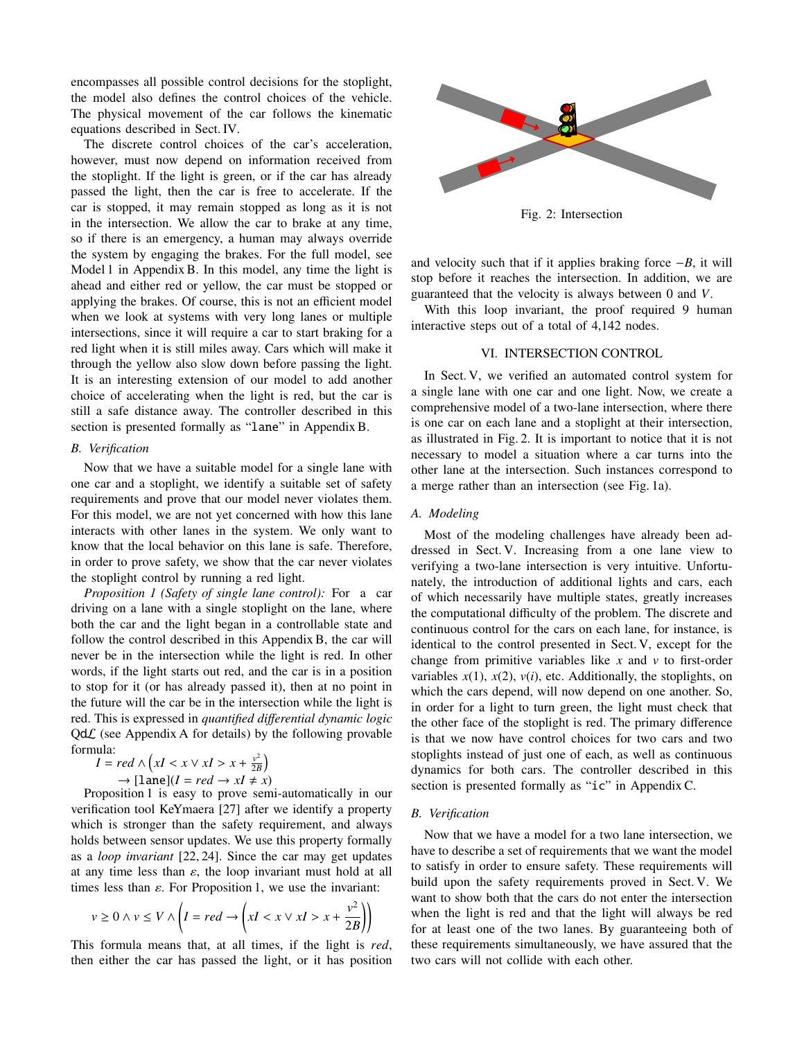encompasses all possible control decisions for the stoplight, the model also defines the control choices of the vehicle. The physical movement of the car follows the kinematic equations described in Sect. IV.

The discrete control choices of the car's acceleration, however, must now depend on information received from the stoplight. If the light is green, or if the car has already passed the light, then the car is free to accelerate. If the car is stopped, it may remain stopped as long as it is not in the intersection. We allow the car to brake at any time, so if there is an emergency, a human may always override the system by engaging the brakes. For the full model, see Model 1 in Appendix B. In this model, any time the light is ahead and either red or yellow, the car must be stopped or applying the brakes. Of course, this is not an efficient model when we look at systems with very long lanes or multiple intersections, since it will require a car to start braking for a red light when it is still miles away. Cars which will make it through the yellow also slow down before passing the light. It is an interesting extension of our model to add another choice of accelerating when the light is red, but the car is still a safe distance away. The controller described in this section is presented formally as "lane" in Appendix B.

### B. Verification

Now that we have a suitable model for a single lane with one car and a stoplight, we identify a suitable set of safety requirements and prove that our model never violates them. For this model, we are not yet concerned with how this lane interacts with other lanes in the system. We only want to know that the local behavior on this lane is safe. Therefore, in order to prove safety, we show that the car never violates the stoplight control by running a red light.

*Proposition 1 (Safety of single lane control):* For a car driving on a lane with a single stoplight on the lane, where both the car and the light began in a controllable state and follow the control described in this Appendix B, the car will never be in the intersection while the light is red. In other words, if the light starts out red, and the car is in a position to stop for it (or has already passed it), then at no point in the future will the car be in the intersection while the light is red. This is expressed in *quantified differential dynamic logic* Q$d\mathcal{L}$ (see Appendix A for details) by the following provable formula:

$$I = red \wedge \left(xI < x \vee xI > x + \tfrac{v^2}{2B}\right) \rightarrow [\mathtt{lane}](I = red \rightarrow xI \neq x)$$

Proposition 1 is easy to prove semi-automatically in our verification tool KeYmaera [27] after we identify a property which is stronger than the safety requirement, and always holds between sensor updates. We use this property formally as a *loop invariant* [22, 24]. Since the car may get updates at any time less than $\varepsilon$, the loop invariant must hold at all times less than $\varepsilon$. For Proposition 1, we use the invariant:

$$v \geq 0 \wedge v \leq V \wedge \left(I = red \rightarrow \left(xI < x \vee xI > x + \frac{v^2}{2B}\right)\right)$$

This formula means that, at all times, if the light is *red*, then either the car has passed the light, or it has position and velocity such that if it applies braking force $-B$, it will stop before it reaches the intersection. In addition, we are guaranteed that the velocity is always between 0 and $V$.

With this loop invariant, the proof required 9 human interactive steps out of a total of 4,142 nodes.

Fig. 2: Intersection

## VI. INTERSECTION CONTROL

In Sect. V, we verified an automated control system for a single lane with one car and one light. Now, we create a comprehensive model of a two-lane intersection, where there is one car on each lane and a stoplight at their intersection, as illustrated in Fig. 2. It is important to notice that it is not necessary to model a situation where a car turns into the other lane at the intersection. Such instances correspond to a merge rather than an intersection (see Fig. 1a).

### A. Modeling

Most of the modeling challenges have already been addressed in Sect. V. Increasing from a one lane view to verifying a two-lane intersection is very intuitive. Unfortunately, the introduction of additional lights and cars, each of which necessarily have multiple states, greatly increases the computational difficulty of the problem. The discrete and continuous control for the cars on each lane, for instance, is identical to the control presented in Sect. V, except for the change from primitive variables like $x$ and $v$ to first-order variables $x(1)$, $x(2)$, $v(i)$, etc. Additionally, the stoplights, on which the cars depend, will now depend on one another. So, in order for a light to turn green, the light must check that the other face of the stoplight is red. The primary difference is that we now have control choices for two cars and two stoplights instead of just one of each, as well as continuous dynamics for both cars. The controller described in this section is presented formally as "ic" in Appendix C.

### B. Verification

Now that we have a model for a two lane intersection, we have to describe a set of requirements that we want the model to satisfy in order to ensure safety. These requirements will build upon the safety requirements proved in Sect. V. We want to show both that the cars do not enter the intersection when the light is red and that the light will always be red for at least one of the two lanes. By guaranteeing both of these requirements simultaneously, we have assured that the two cars will not collide with each other.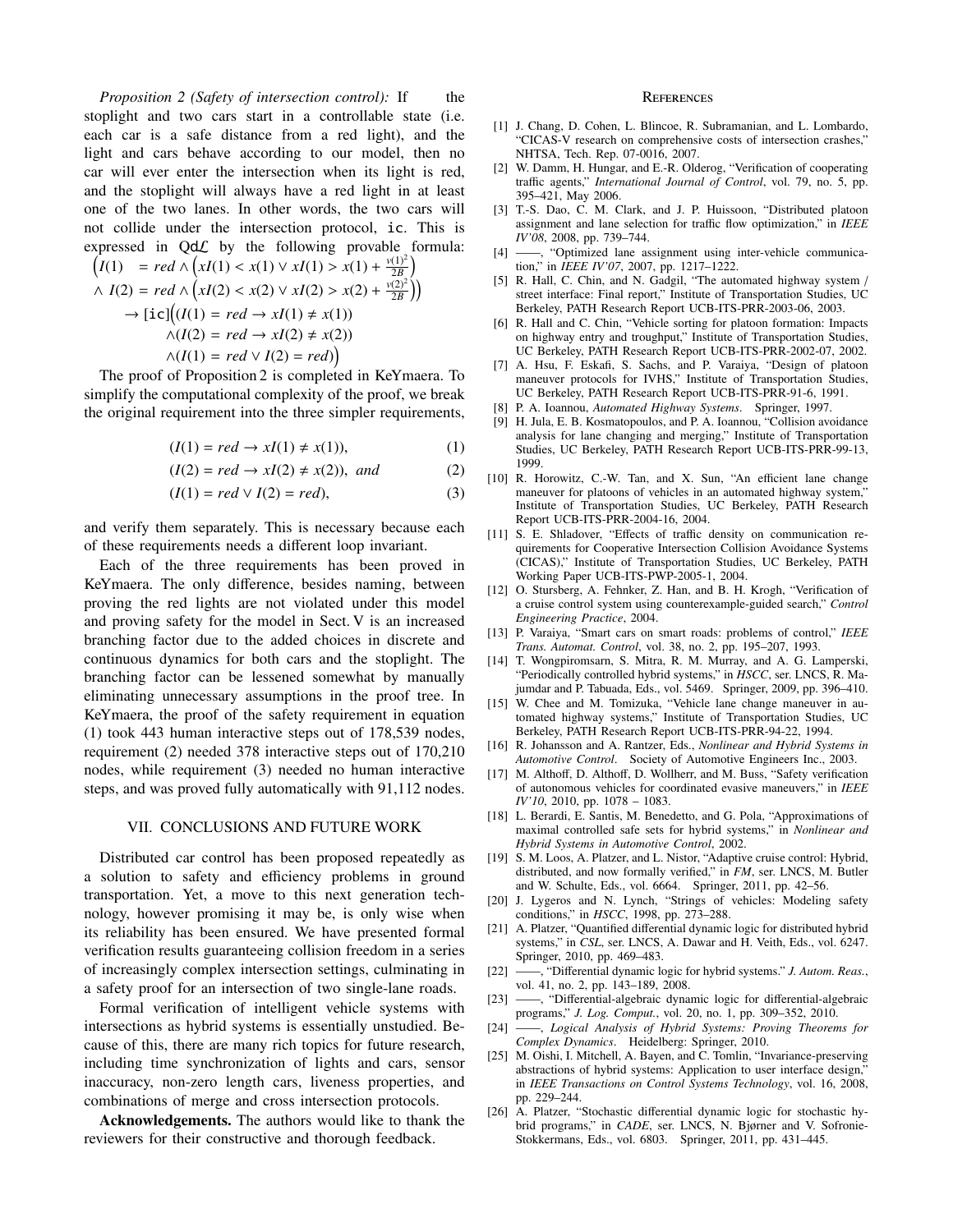*Proposition 2 (Safety of intersection control):* If the stoplight and two cars start in a controllable state (i.e. each car is a safe distance from a red light), and the light and cars behave according to our model, then no car will ever enter the intersection when its light is red, and the stoplight will always have a red light in at least one of the two lanes. In other words, the two cars will not collide under the intersection protocol, ic. This is expressed in Qd$\mathcal{L}$ by the following provable formula:

$$\Big(I(1) = red \wedge \Big(xI(1) < x(1) \vee xI(1) > x(1) + \tfrac{v(1)^2}{2B}\Big)$$
$$\wedge\; I(2) = red \wedge \Big(xI(2) < x(2) \vee xI(2) > x(2) + \tfrac{v(2)^2}{2B}\Big)\Big)$$
$$\rightarrow [\mathtt{ic}]\Big((I(1) = red \rightarrow xI(1) \neq x(1))$$
$$\wedge (I(2) = red \rightarrow xI(2) \neq x(2))$$
$$\wedge (I(1) = red \vee I(2) = red)\Big)$$

The proof of Proposition 2 is completed in KeYmaera. To simplify the computational complexity of the proof, we break the original requirement into the three simpler requirements,

$$(I(1) = red \rightarrow xI(1) \neq x(1)), \tag{1}$$

$$(I(2) = red \rightarrow xI(2) \neq x(2)),\ \textit{and} \tag{2}$$

$$(I(1) = red \vee I(2) = red), \tag{3}$$

and verify them separately. This is necessary because each of these requirements needs a different loop invariant.

Each of the three requirements has been proved in KeYmaera. The only difference, besides naming, between proving the red lights are not violated under this model and proving safety for the model in Sect. V is an increased branching factor due to the added choices in discrete and continuous dynamics for both cars and the stoplight. The branching factor can be lessened somewhat by manually eliminating unnecessary assumptions in the proof tree. In KeYmaera, the proof of the safety requirement in equation (1) took 443 human interactive steps out of 178,539 nodes, requirement (2) needed 378 interactive steps out of 170,210 nodes, while requirement (3) needed no human interactive steps, and was proved fully automatically with 91,112 nodes.

## VII. Conclusions and Future Work

Distributed car control has been proposed repeatedly as a solution to safety and efficiency problems in ground transportation. Yet, a move to this next generation technology, however promising it may be, is only wise when its reliability has been ensured. We have presented formal verification results guaranteeing collision freedom in a series of increasingly complex intersection settings, culminating in a safety proof for an intersection of two single-lane roads.

Formal verification of intelligent vehicle systems with intersections as hybrid systems is essentially unstudied. Because of this, there are many rich topics for future research, including time synchronization of lights and cars, sensor inaccuracy, non-zero length cars, liveness properties, and combinations of merge and cross intersection protocols.

**Acknowledgements.** The authors would like to thank the reviewers for their constructive and thorough feedback.

## References

[1] J. Chang, D. Cohen, L. Blincoe, R. Subramanian, and L. Lombardo, "CICAS-V research on comprehensive costs of intersection crashes," NHTSA, Tech. Rep. 07-0016, 2007.

[2] W. Damm, H. Hungar, and E.-R. Olderog, "Verification of cooperating traffic agents," *International Journal of Control*, vol. 79, no. 5, pp. 395–421, May 2006.

[3] T.-S. Dao, C. M. Clark, and J. P. Huissoon, "Distributed platoon assignment and lane selection for traffic flow optimization," in *IEEE IV'08*, 2008, pp. 739–744.

[4] ——, "Optimized lane assignment using inter-vehicle communication," in *IEEE IV'07*, 2007, pp. 1217–1222.

[5] R. Hall, C. Chin, and N. Gadgil, "The automated highway system / street interface: Final report," Institute of Transportation Studies, UC Berkeley, PATH Research Report UCB-ITS-PRR-2003-06, 2003.

[6] R. Hall and C. Chin, "Vehicle sorting for platoon formation: Impacts on highway entry and troughput," Institute of Transportation Studies, UC Berkeley, PATH Research Report UCB-ITS-PRR-2002-07, 2002.

[7] A. Hsu, F. Eskafi, S. Sachs, and P. Varaiya, "Design of platoon maneuver protocols for IVHS," Institute of Transportation Studies, UC Berkeley, PATH Research Report UCB-ITS-PRR-91-6, 1991.

[8] P. A. Ioannou, *Automated Highway Systems*. Springer, 1997.

[9] H. Jula, E. B. Kosmatopoulos, and P. A. Ioannou, "Collision avoidance analysis for lane changing and merging," Institute of Transportation Studies, UC Berkeley, PATH Research Report UCB-ITS-PRR-99-13, 1999.

[10] R. Horowitz, C.-W. Tan, and X. Sun, "An efficient lane change maneuver for platoons of vehicles in an automated highway system," Institute of Transportation Studies, UC Berkeley, PATH Research Report UCB-ITS-PRR-2004-16, 2004.

[11] S. E. Shladover, "Effects of traffic density on communication requirements for Cooperative Intersection Collision Avoidance Systems (CICAS)," Institute of Transportation Studies, UC Berkeley, PATH Working Paper UCB-ITS-PWP-2005-1, 2004.

[12] O. Stursberg, A. Fehnker, Z. Han, and B. H. Krogh, "Verification of a cruise control system using counterexample-guided search," *Control Engineering Practice*, 2004.

[13] P. Varaiya, "Smart cars on smart roads: problems of control," *IEEE Trans. Automat. Control*, vol. 38, no. 2, pp. 195–207, 1993.

[14] T. Wongpiromsarn, S. Mitra, R. M. Murray, and A. G. Lamperski, "Periodically controlled hybrid systems," in *HSCC*, ser. LNCS, R. Majumdar and P. Tabuada, Eds., vol. 5469. Springer, 2009, pp. 396–410.

[15] W. Chee and M. Tomizuka, "Vehicle lane change maneuver in automated highway systems," Institute of Transportation Studies, UC Berkeley, PATH Research Report UCB-ITS-PRR-94-22, 1994.

[16] R. Johansson and A. Rantzer, Eds., *Nonlinear and Hybrid Systems in Automotive Control*. Society of Automotive Engineers Inc., 2003.

[17] M. Althoff, D. Althoff, D. Wollherr, and M. Buss, "Safety verification of autonomous vehicles for coordinated evasive maneuvers," in *IEEE IV'10*, 2010, pp. 1078 – 1083.

[18] L. Berardi, E. Santis, M. Benedetto, and G. Pola, "Approximations of maximal controlled safe sets for hybrid systems," in *Nonlinear and Hybrid Systems in Automotive Control*, 2002.

[19] S. M. Loos, A. Platzer, and L. Nistor, "Adaptive cruise control: Hybrid, distributed, and now formally verified," in *FM*, ser. LNCS, M. Butler and W. Schulte, Eds., vol. 6664. Springer, 2011, pp. 42–56.

[20] J. Lygeros and N. Lynch, "Strings of vehicles: Modeling safety conditions," in *HSCC*, 1998, pp. 273–288.

[21] A. Platzer, "Quantified differential dynamic logic for distributed hybrid systems," in *CSL*, ser. LNCS, A. Dawar and H. Veith, Eds., vol. 6247. Springer, 2010, pp. 469–483.

[22] ——, "Differential dynamic logic for hybrid systems." *J. Autom. Reas.*, vol. 41, no. 2, pp. 143–189, 2008.

[23] ——, "Differential-algebraic dynamic logic for differential-algebraic programs," *J. Log. Comput.*, vol. 20, no. 1, pp. 309–352, 2010.

[24] ——, *Logical Analysis of Hybrid Systems: Proving Theorems for Complex Dynamics*. Heidelberg: Springer, 2010.

[25] M. Oishi, I. Mitchell, A. Bayen, and C. Tomlin, "Invariance-preserving abstractions of hybrid systems: Application to user interface design," in *IEEE Transactions on Control Systems Technology*, vol. 16, 2008, pp. 229–244.

[26] A. Platzer, "Stochastic differential dynamic logic for stochastic hybrid programs," in *CADE*, ser. LNCS, N. Bjørner and V. Sofronie-Stokkermans, Eds., vol. 6803. Springer, 2011, pp. 431–445.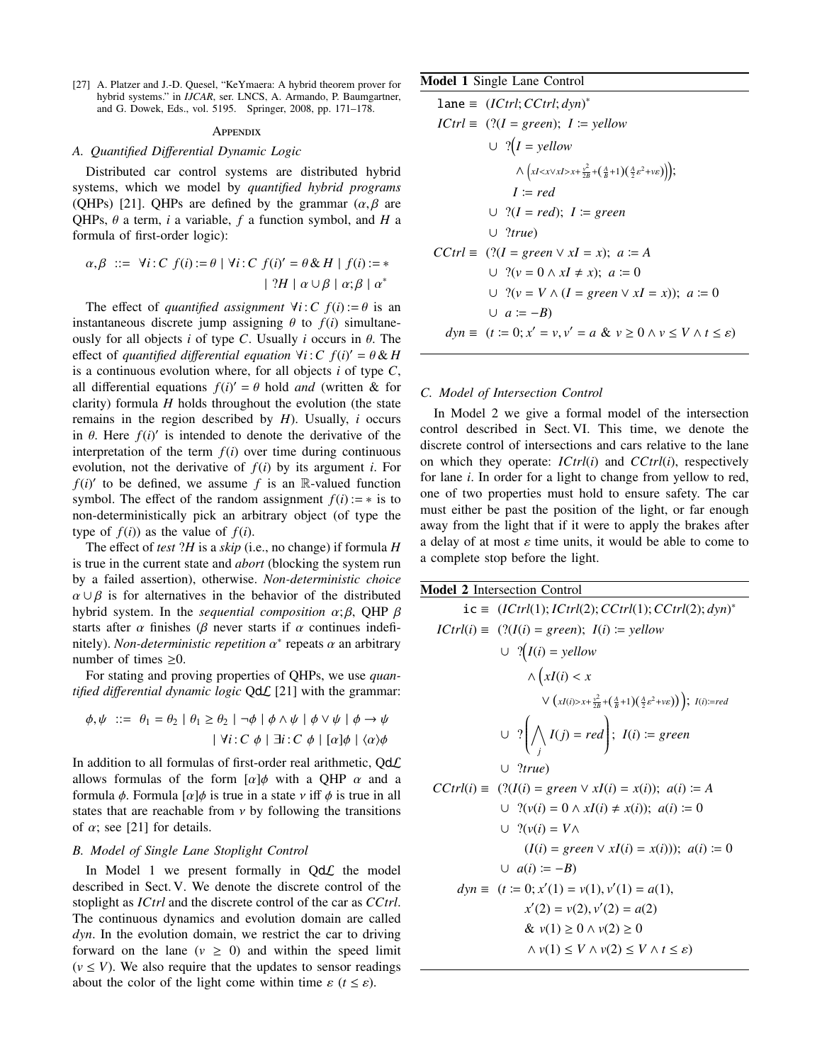[27] A. Platzer and J.-D. Quesel, "KeYmaera: A hybrid theorem prover for hybrid systems." in *IJCAR*, ser. LNCS, A. Armando, P. Baumgartner, and G. Dowek, Eds., vol. 5195. Springer, 2008, pp. 171–178.

## Appendix

### A. Quantified Differential Dynamic Logic

Distributed car control systems are distributed hybrid systems, which we model by *quantified hybrid programs* (QHPs) [21]. QHPs are defined by the grammar ($\alpha, \beta$ are QHPs, $\theta$ a term, $i$ a variable, $f$ a function symbol, and $H$ a formula of first-order logic):

$$\alpha, \beta \;::=\; \forall i\!:\!C\ f(i) := \theta \mid \forall i\!:\!C\ f(i)' = \theta \,\&\, H \mid f(i) := * \mid ?H \mid \alpha \cup \beta \mid \alpha;\beta \mid \alpha^*$$

The effect of *quantified assignment* $\forall i\!:\!C\ f(i) := \theta$ is an instantaneous discrete jump assigning $\theta$ to $f(i)$ simultaneously for all objects $i$ of type $C$. Usually $i$ occurs in $\theta$. The effect of *quantified differential equation* $\forall i\!:\!C\ f(i)' = \theta \,\&\, H$ is a continuous evolution where, for all objects $i$ of type $C$, all differential equations $f(i)' = \theta$ hold *and* (written & for clarity) formula $H$ holds throughout the evolution (the state remains in the region described by $H$). Usually, $i$ occurs in $\theta$. Here $f(i)'$ is intended to denote the derivative of the interpretation of the term $f(i)$ over time during continuous evolution, not the derivative of $f(i)$ by its argument $i$. For $f(i)'$ to be defined, we assume $f$ is an $\mathbb{R}$-valued function symbol. The effect of the random assignment $f(i) := *$ is to non-deterministically pick an arbitrary object (of type the type of $f(i)$) as the value of $f(i)$.

The effect of *test* $?H$ is a *skip* (i.e., no change) if formula $H$ is true in the current state and *abort* (blocking the system run by a failed assertion), otherwise. *Non-deterministic choice* $\alpha \cup \beta$ is for alternatives in the behavior of the distributed hybrid system. In the *sequential composition* $\alpha;\beta$, QHP $\beta$ starts after $\alpha$ finishes ($\beta$ never starts if $\alpha$ continues indefinitely). *Non-deterministic repetition* $\alpha^*$ repeats $\alpha$ an arbitrary number of times $\geq 0$.

For stating and proving properties of QHPs, we use *quantified differential dynamic logic* Qd$\mathcal{L}$ [21] with the grammar:

$$\phi, \psi \;::=\; \theta_1 = \theta_2 \mid \theta_1 \geq \theta_2 \mid \neg\phi \mid \phi \wedge \psi \mid \phi \vee \psi \mid \phi \rightarrow \psi \mid \forall i\!:\!C\ \phi \mid \exists i\!:\!C\ \phi \mid [\alpha]\phi \mid \langle\alpha\rangle\phi$$

In addition to all formulas of first-order real arithmetic, Qd$\mathcal{L}$ allows formulas of the form $[\alpha]\phi$ with a QHP $\alpha$ and a formula $\phi$. Formula $[\alpha]\phi$ is true in a state $\nu$ iff $\phi$ is true in all states that are reachable from $\nu$ by following the transitions of $\alpha$; see [21] for details.

### B. Model of Single Lane Stoplight Control

In Model 1 we present formally in Qd$\mathcal{L}$ the model described in Sect. V. We denote the discrete control of the stoplight as *ICtrl* and the discrete control of the car as *CCtrl*. The continuous dynamics and evolution domain are called *dyn*. In the evolution domain, we restrict the car to driving forward on the lane ($v \geq 0$) and within the speed limit ($v \leq V$). We also require that the updates to sensor readings about the color of the light come within time $\varepsilon$ ($t \leq \varepsilon$).

**Model 1** Single Lane Control

$$
\begin{aligned}
\texttt{lane} \equiv\ & (ICtrl; CCtrl; dyn)^* \\
ICtrl \equiv\ & (?(I = green);\ I := yellow \\
& \cup\ ?\Big(I = yellow \\
& \qquad \wedge \Big(xI < x \vee xI > x + \tfrac{v^2}{2B} + \big(\tfrac{A}{B}+1\big)\big(\tfrac{A}{2}\varepsilon^2 + v\varepsilon\big)\Big)\Big); \\
& \qquad I := red \\
& \cup\ ?(I = red);\ I := green \\
& \cup\ ?true) \\
CCtrl \equiv\ & (?(I = green \vee xI = x);\ a := A \\
& \cup\ ?(v = 0 \wedge xI \neq x);\ a := 0 \\
& \cup\ ?(v = V \wedge (I = green \vee xI = x));\ a := 0 \\
& \cup\ a := -B) \\
dyn \equiv\ & (t := 0; x' = v, v' = a \ \&\ v \geq 0 \wedge v \leq V \wedge t \leq \varepsilon)
\end{aligned}
$$

### C. Model of Intersection Control

In Model 2 we give a formal model of the intersection control described in Sect. VI. This time, we denote the discrete control of intersections and cars relative to the lane on which they operate: $ICtrl(i)$ and $CCtrl(i)$, respectively for lane $i$. In order for a light to change from yellow to red, one of two properties must hold to ensure safety. The car must either be past the position of the light, or far enough away from the light that if it were to apply the brakes after a delay of at most $\varepsilon$ time units, it would be able to come to a complete stop before the light.

**Model 2** Intersection Control

$$
\begin{aligned}
\texttt{ic} \equiv\ & (ICtrl(1); ICtrl(2); CCtrl(1); CCtrl(2); dyn)^* \\
ICtrl(i) \equiv\ & (?(I(i) = green);\ I(i) := yellow \\
& \cup\ ?\Big(I(i) = yellow \\
& \qquad \wedge \Big(xI(i) < x \\
& \qquad\quad \vee \Big(xI(i) > x + \tfrac{v^2}{2B} + \big(\tfrac{A}{B}+1\big)\big(\tfrac{A}{2}\varepsilon^2 + v\varepsilon\big)\Big)\Big);\ I(i) := red \\
& \cup\ ?\Big(\bigwedge_j I(j) = red\Big);\ I(i) := green \\
& \cup\ ?true) \\
CCtrl(i) \equiv\ & (?(I(i) = green \vee xI(i) = x(i));\ a(i) := A \\
& \cup\ ?(v(i) = 0 \wedge xI(i) \neq x(i));\ a(i) := 0 \\
& \cup\ ?(v(i) = V \wedge \\
& \qquad (I(i) = green \vee xI(i) = x(i)));\ a(i) := 0 \\
& \cup\ a(i) := -B) \\
dyn \equiv\ & (t := 0; x'(1) = v(1), v'(1) = a(1), \\
& \quad x'(2) = v(2), v'(2) = a(2) \\
& \quad \&\ v(1) \geq 0 \wedge v(2) \geq 0 \\
& \quad \wedge v(1) \leq V \wedge v(2) \leq V \wedge t \leq \varepsilon)
\end{aligned}
$$